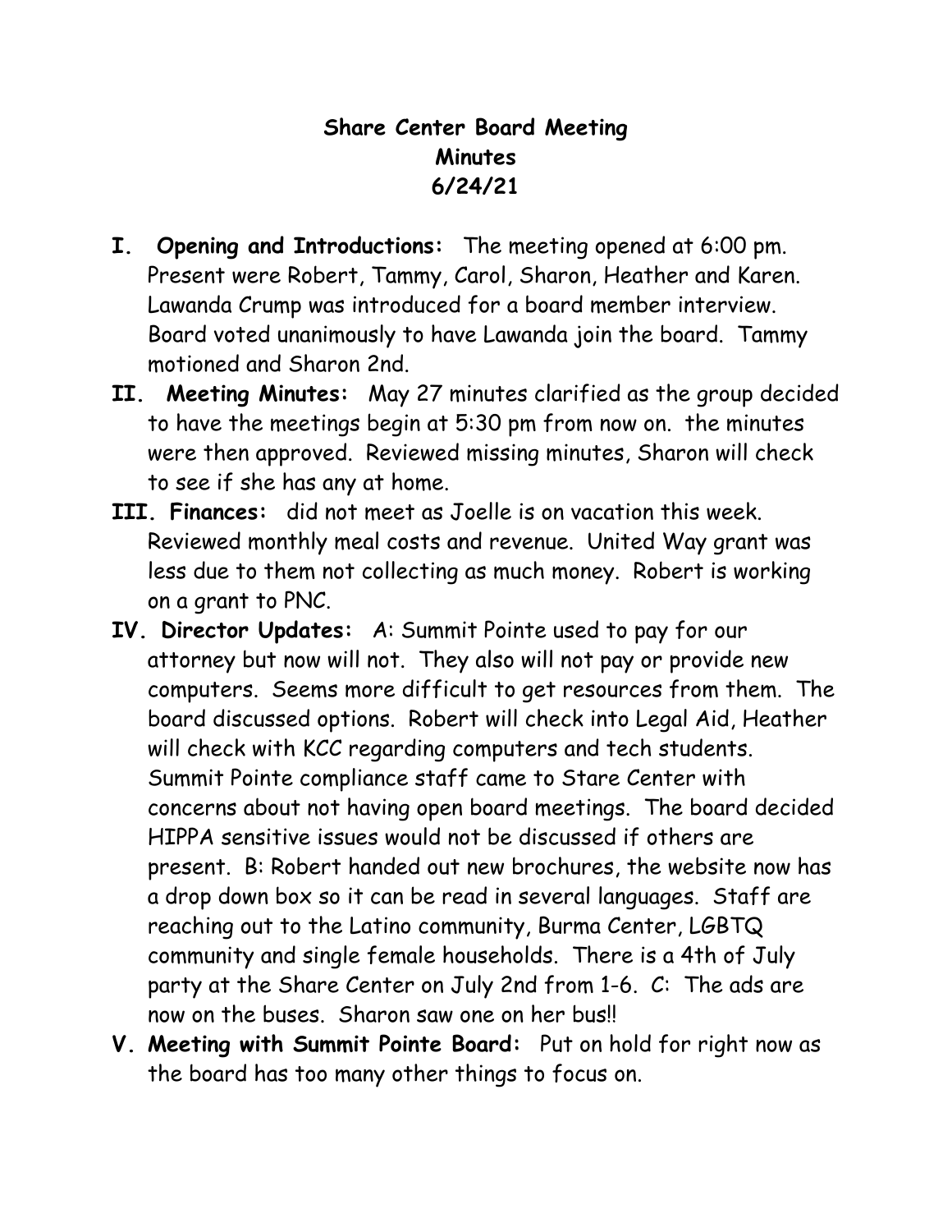# Share Center Board Meeting
## Minutes
## 6/24/21

**I. Opening and Introductions:** The meeting opened at 6:00 pm. Present were Robert, Tammy, Carol, Sharon, Heather and Karen. Lawanda Crump was introduced for a board member interview. Board voted unanimously to have Lawanda join the board. Tammy motioned and Sharon 2nd.

**II. Meeting Minutes:** May 27 minutes clarified as the group decided to have the meetings begin at 5:30 pm from now on. the minutes were then approved. Reviewed missing minutes, Sharon will check to see if she has any at home.

**III. Finances:** did not meet as Joelle is on vacation this week. Reviewed monthly meal costs and revenue. United Way grant was less due to them not collecting as much money. Robert is working on a grant to PNC.

**IV. Director Updates:** A: Summit Pointe used to pay for our attorney but now will not. They also will not pay or provide new computers. Seems more difficult to get resources from them. The board discussed options. Robert will check into Legal Aid, Heather will check with KCC regarding computers and tech students. Summit Pointe compliance staff came to Stare Center with concerns about not having open board meetings. The board decided HIPPA sensitive issues would not be discussed if others are present. B: Robert handed out new brochures, the website now has a drop down box so it can be read in several languages. Staff are reaching out to the Latino community, Burma Center, LGBTQ community and single female households. There is a 4th of July party at the Share Center on July 2nd from 1-6. C: The ads are now on the buses. Sharon saw one on her bus!!

**V. Meeting with Summit Pointe Board:** Put on hold for right now as the board has too many other things to focus on.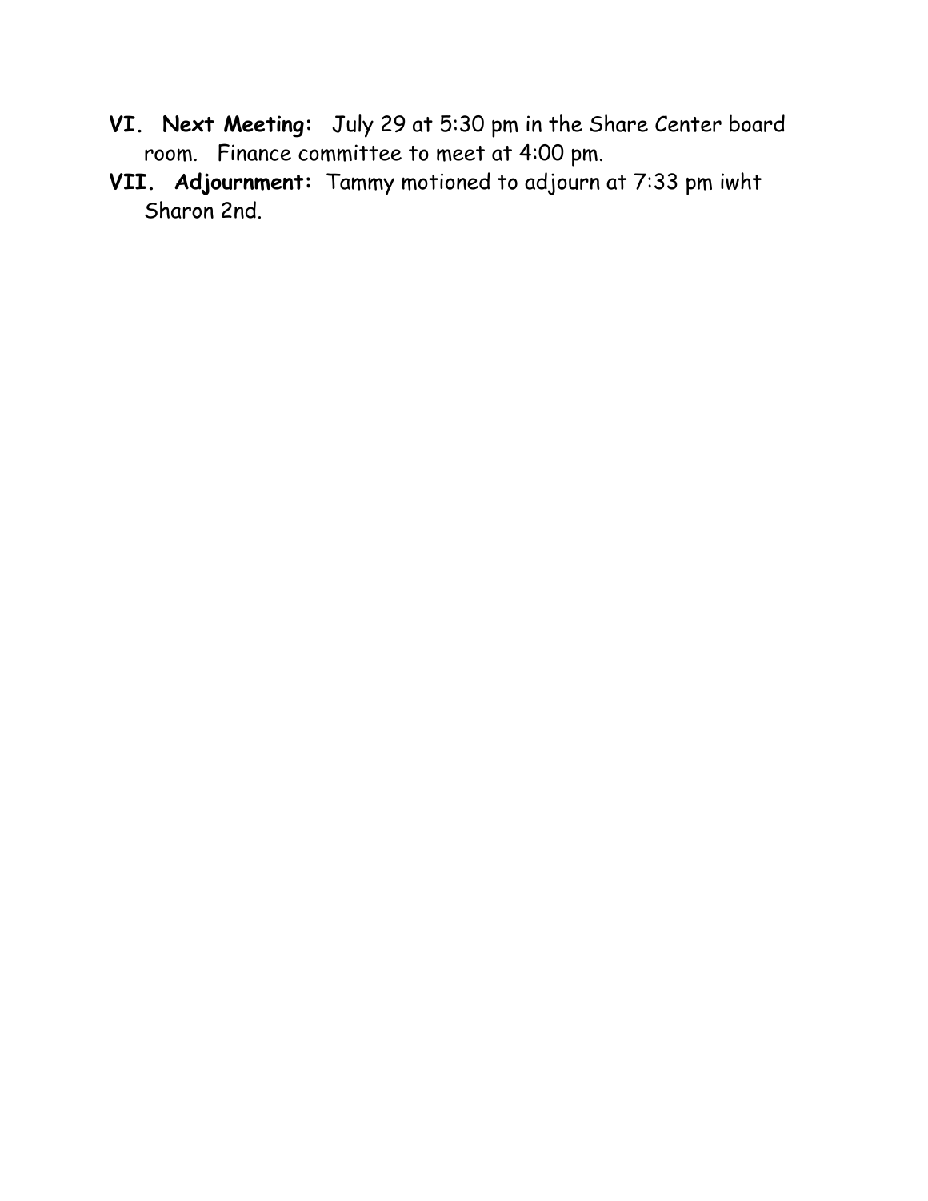**VI. Next Meeting:** July 29 at 5:30 pm in the Share Center board room. Finance committee to meet at 4:00 pm.

**VII. Adjournment:** Tammy motioned to adjourn at 7:33 pm iwht Sharon 2nd.